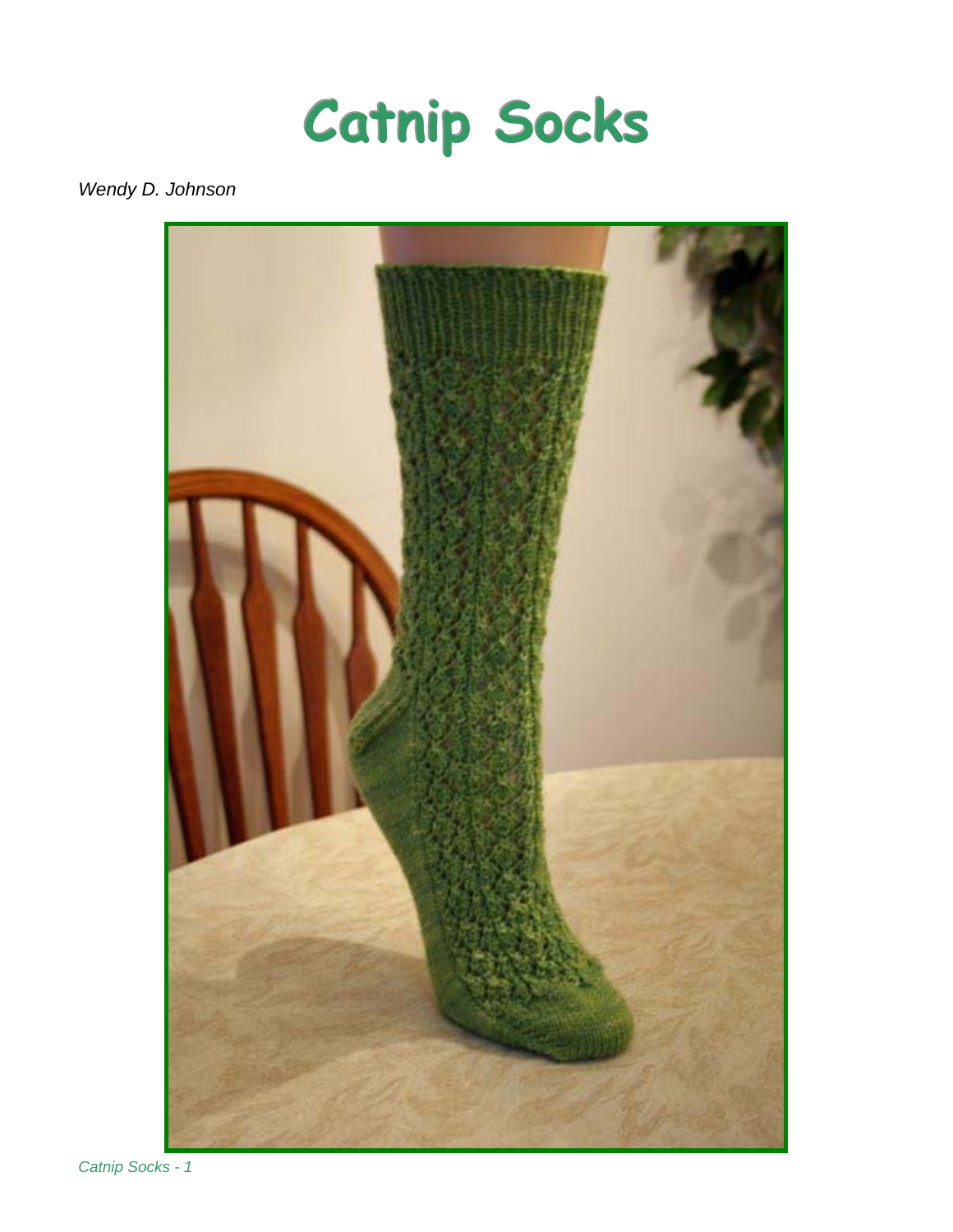# Catnip Socks

*Wendy D. Johnson*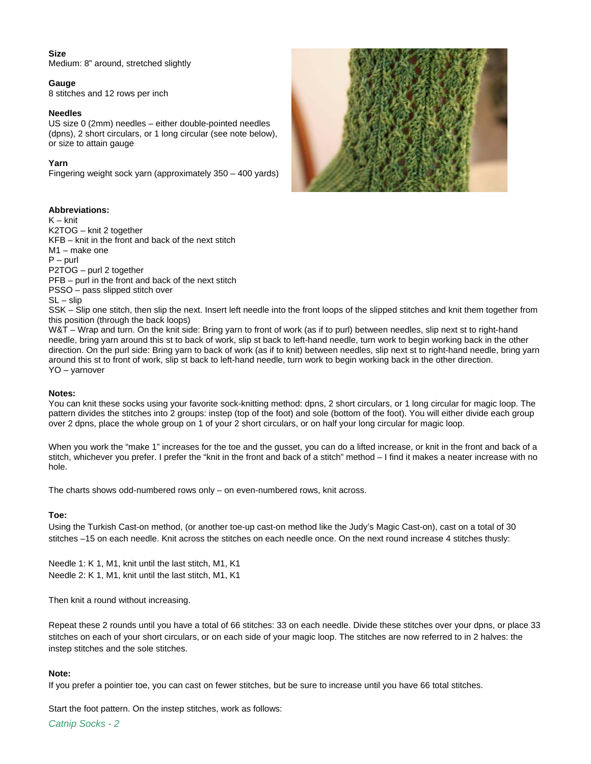**Size**
Medium: 8" around, stretched slightly

**Gauge**
8 stitches and 12 rows per inch

**Needles**
US size 0 (2mm) needles – either double-pointed needles (dpns), 2 short circulars, or 1 long circular (see note below), or size to attain gauge

**Yarn**
Fingering weight sock yarn (approximately 350 – 400 yards)

**Abbreviations:**
K – knit
K2TOG – knit 2 together
KFB – knit in the front and back of the next stitch
M1 – make one
P – purl
P2TOG – purl 2 together
PFB – purl in the front and back of the next stitch
PSSO – pass slipped stitch over
SL – slip
SSK – Slip one stitch, then slip the next. Insert left needle into the front loops of the slipped stitches and knit them together from this position (through the back loops)
W&T – Wrap and turn. On the knit side: Bring yarn to front of work (as if to purl) between needles, slip next st to right-hand needle, bring yarn around this st to back of work, slip st back to left-hand needle, turn work to begin working back in the other direction. On the purl side: Bring yarn to back of work (as if to knit) between needles, slip next st to right-hand needle, bring yarn around this st to front of work, slip st back to left-hand needle, turn work to begin working back in the other direction.
YO – yarnover

**Notes:**
You can knit these socks using your favorite sock-knitting method: dpns, 2 short circulars, or 1 long circular for magic loop. The pattern divides the stitches into 2 groups: instep (top of the foot) and sole (bottom of the foot). You will either divide each group over 2 dpns, place the whole group on 1 of your 2 short circulars, or on half your long circular for magic loop.

When you work the "make 1" increases for the toe and the gusset, you can do a lifted increase, or knit in the front and back of a stitch, whichever you prefer. I prefer the "knit in the front and back of a stitch" method – I find it makes a neater increase with no hole.

The charts shows odd-numbered rows only – on even-numbered rows, knit across.

**Toe:**
Using the Turkish Cast-on method, (or another toe-up cast-on method like the Judy's Magic Cast-on), cast on a total of 30 stitches –15 on each needle. Knit across the stitches on each needle once. On the next round increase 4 stitches thusly:

Needle 1: K 1, M1, knit until the last stitch, M1, K1
Needle 2: K 1, M1, knit until the last stitch, M1, K1

Then knit a round without increasing.

Repeat these 2 rounds until you have a total of 66 stitches: 33 on each needle. Divide these stitches over your dpns, or place 33 stitches on each of your short circulars, or on each side of your magic loop. The stitches are now referred to in 2 halves: the instep stitches and the sole stitches.

**Note:**
If you prefer a pointier toe, you can cast on fewer stitches, but be sure to increase until you have 66 total stitches.

Start the foot pattern. On the instep stitches, work as follows: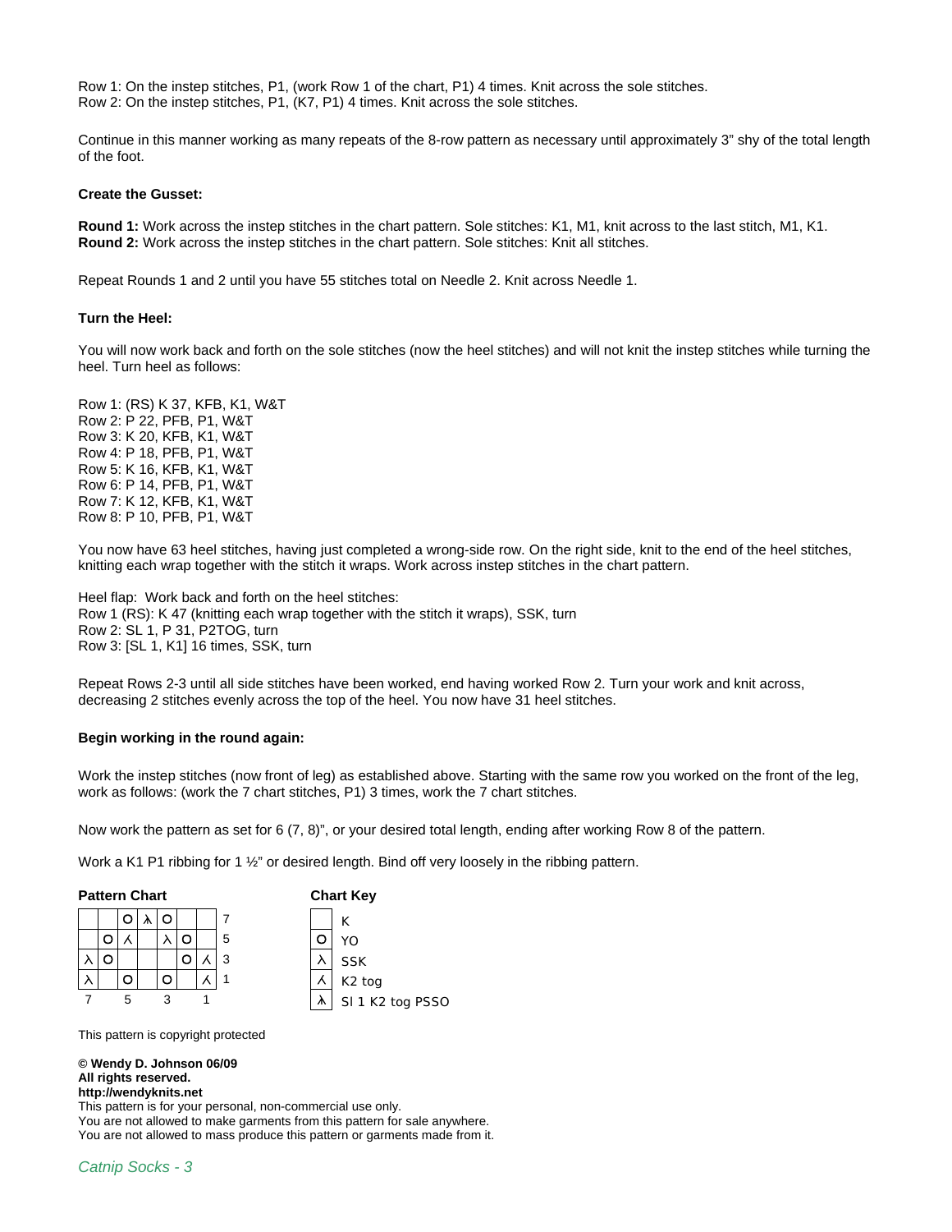Row 1: On the instep stitches, P1, (work Row 1 of the chart, P1) 4 times. Knit across the sole stitches.
Row 2: On the instep stitches, P1, (K7, P1) 4 times. Knit across the sole stitches.

Continue in this manner working as many repeats of the 8-row pattern as necessary until approximately 3" shy of the total length of the foot.

**Create the Gusset:**

**Round 1:** Work across the instep stitches in the chart pattern. Sole stitches: K1, M1, knit across to the last stitch, M1, K1.
**Round 2:** Work across the instep stitches in the chart pattern. Sole stitches: Knit all stitches.

Repeat Rounds 1 and 2 until you have 55 stitches total on Needle 2. Knit across Needle 1.

**Turn the Heel:**

You will now work back and forth on the sole stitches (now the heel stitches) and will not knit the instep stitches while turning the heel. Turn heel as follows:

Row 1: (RS) K 37, KFB, K1, W&T
Row 2: P 22, PFB, P1, W&T
Row 3: K 20, KFB, K1, W&T
Row 4: P 18, PFB, P1, W&T
Row 5: K 16, KFB, K1, W&T
Row 6: P 14, PFB, P1, W&T
Row 7: K 12, KFB, K1, W&T
Row 8: P 10, PFB, P1, W&T

You now have 63 heel stitches, having just completed a wrong-side row. On the right side, knit to the end of the heel stitches, knitting each wrap together with the stitch it wraps. Work across instep stitches in the chart pattern.

Heel flap: Work back and forth on the heel stitches:
Row 1 (RS): K 47 (knitting each wrap together with the stitch it wraps), SSK, turn
Row 2: SL 1, P 31, P2TOG, turn
Row 3: [SL 1, K1] 16 times, SSK, turn

Repeat Rows 2-3 until all side stitches have been worked, end having worked Row 2. Turn your work and knit across, decreasing 2 stitches evenly across the top of the heel. You now have 31 heel stitches.

**Begin working in the round again:**

Work the instep stitches (now front of leg) as established above. Starting with the same row you worked on the front of the leg, work as follows: (work the 7 chart stitches, P1) 3 times, work the 7 chart stitches.

Now work the pattern as set for 6 (7, 8)", or your desired total length, ending after working Row 8 of the pattern.

Work a K1 P1 ribbing for 1 ½" or desired length. Bind off very loosely in the ribbing pattern.

**Pattern Chart**

| | | | | | | | |
|---|---|---|---|---|---|---|---|
| | | O | ⋏ | O | | | 7 |
| | O | ʎ | | λ | O | | 5 |
| λ | O | | | | O | ʎ | 3 |
| λ | | O | | O | | ʎ | 1 |
| 7 | | 5 | | 3 | | 1 | |

**Chart Key**

| | |
|---|---|
| | K |
| O | YO |
| λ | SSK |
| ʎ | K2 tog |
| ⋏ | Sl 1 K2 tog PSSO |

This pattern is copyright protected

**© Wendy D. Johnson 06/09**
**All rights reserved.**
**http://wendyknits.net**
This pattern is for your personal, non-commercial use only.
You are not allowed to make garments from this pattern for sale anywhere.
You are not allowed to mass produce this pattern or garments made from it.